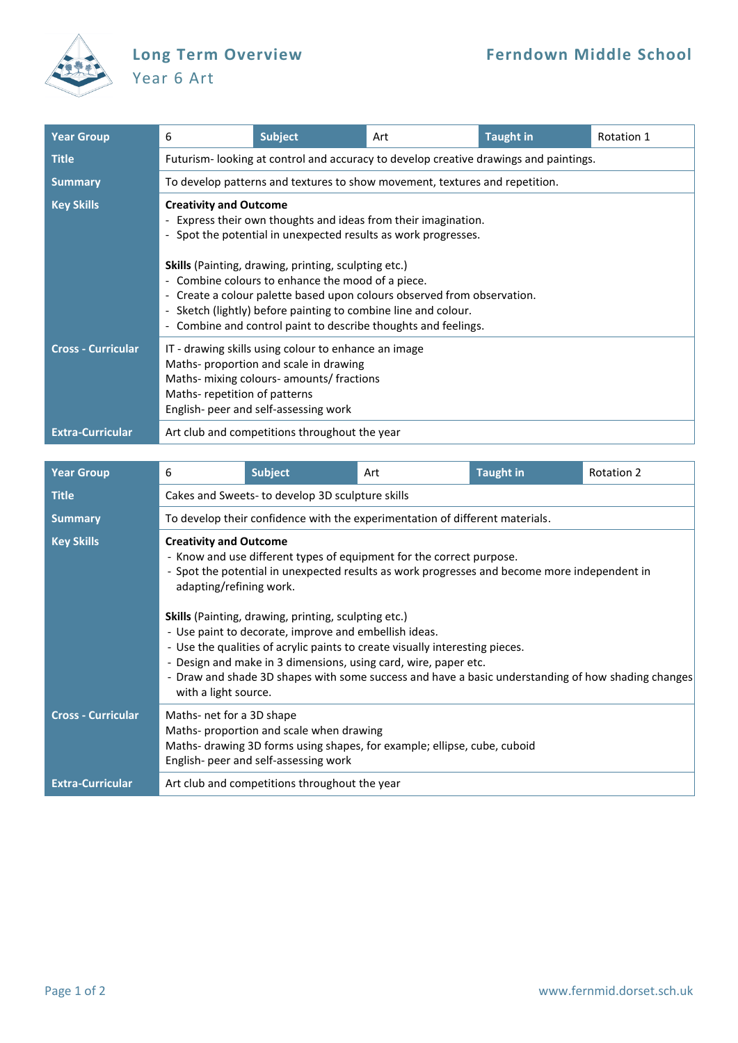# Long Term Overview

## Year 6 Art

**Ferndown Middle School**

| Year Group | 6 | Subject | Art | Taught in | Rotation 1 |
|---|---|---|---|---|---|
| Title | Futurism- looking at control and accuracy to develop creative drawings and paintings. | | | | |
| Summary | To develop patterns and textures to show movement, textures and repetition. | | | | |
| Key Skills | **Creativity and Outcome**<br>- Express their own thoughts and ideas from their imagination.<br>- Spot the potential in unexpected results as work progresses.<br><br>**Skills** (Painting, drawing, printing, sculpting etc.)<br>- Combine colours to enhance the mood of a piece.<br>- Create a colour palette based upon colours observed from observation.<br>- Sketch (lightly) before painting to combine line and colour.<br>- Combine and control paint to describe thoughts and feelings. | | | | |
| Cross - Curricular | IT - drawing skills using colour to enhance an image<br>Maths- proportion and scale in drawing<br>Maths- mixing colours- amounts/ fractions<br>Maths- repetition of patterns<br>English- peer and self-assessing work | | | | |
| Extra-Curricular | Art club and competitions throughout the year | | | | |

| Year Group | 6 | Subject | Art | Taught in | Rotation 2 |
|---|---|---|---|---|---|
| Title | Cakes and Sweets- to develop 3D sculpture skills | | | | |
| Summary | To develop their confidence with the experimentation of different materials. | | | | |
| Key Skills | **Creativity and Outcome**<br>- Know and use different types of equipment for the correct purpose.<br>- Spot the potential in unexpected results as work progresses and become more independent in adapting/refining work.<br><br>**Skills** (Painting, drawing, printing, sculpting etc.)<br>- Use paint to decorate, improve and embellish ideas.<br>- Use the qualities of acrylic paints to create visually interesting pieces.<br>- Design and make in 3 dimensions, using card, wire, paper etc.<br>- Draw and shade 3D shapes with some success and have a basic understanding of how shading changes with a light source. | | | | |
| Cross - Curricular | Maths- net for a 3D shape<br>Maths- proportion and scale when drawing<br>Maths- drawing 3D forms using shapes, for example; ellipse, cube, cuboid<br>English- peer and self-assessing work | | | | |
| Extra-Curricular | Art club and competitions throughout the year | | | | |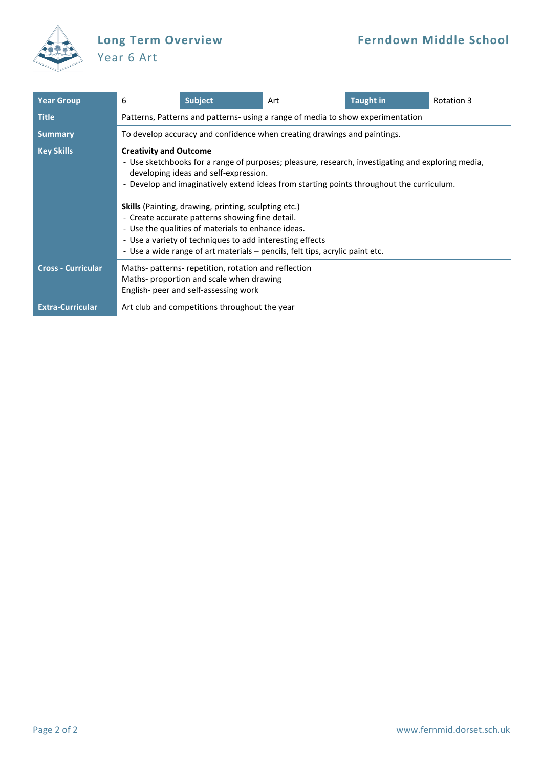# Long Term Overview

Year 6 Art

**Ferndown Middle School**

| Year Group | 6 | Subject | Art | Taught in | Rotation 3 |
|---|---|---|---|---|---|
| **Title** | Patterns, Patterns and patterns- using a range of media to show experimentation | | | | |
| **Summary** | To develop accuracy and confidence when creating drawings and paintings. | | | | |
| **Key Skills** | **Creativity and Outcome**<br>- Use sketchbooks for a range of purposes; pleasure, research, investigating and exploring media, developing ideas and self-expression.<br>- Develop and imaginatively extend ideas from starting points throughout the curriculum.<br><br>**Skills** (Painting, drawing, printing, sculpting etc.)<br>- Create accurate patterns showing fine detail.<br>- Use the qualities of materials to enhance ideas.<br>- Use a variety of techniques to add interesting effects<br>- Use a wide range of art materials – pencils, felt tips, acrylic paint etc. | | | | |
| **Cross - Curricular** | Maths- patterns- repetition, rotation and reflection<br>Maths- proportion and scale when drawing<br>English- peer and self-assessing work | | | | |
| **Extra-Curricular** | Art club and competitions throughout the year | | | | |